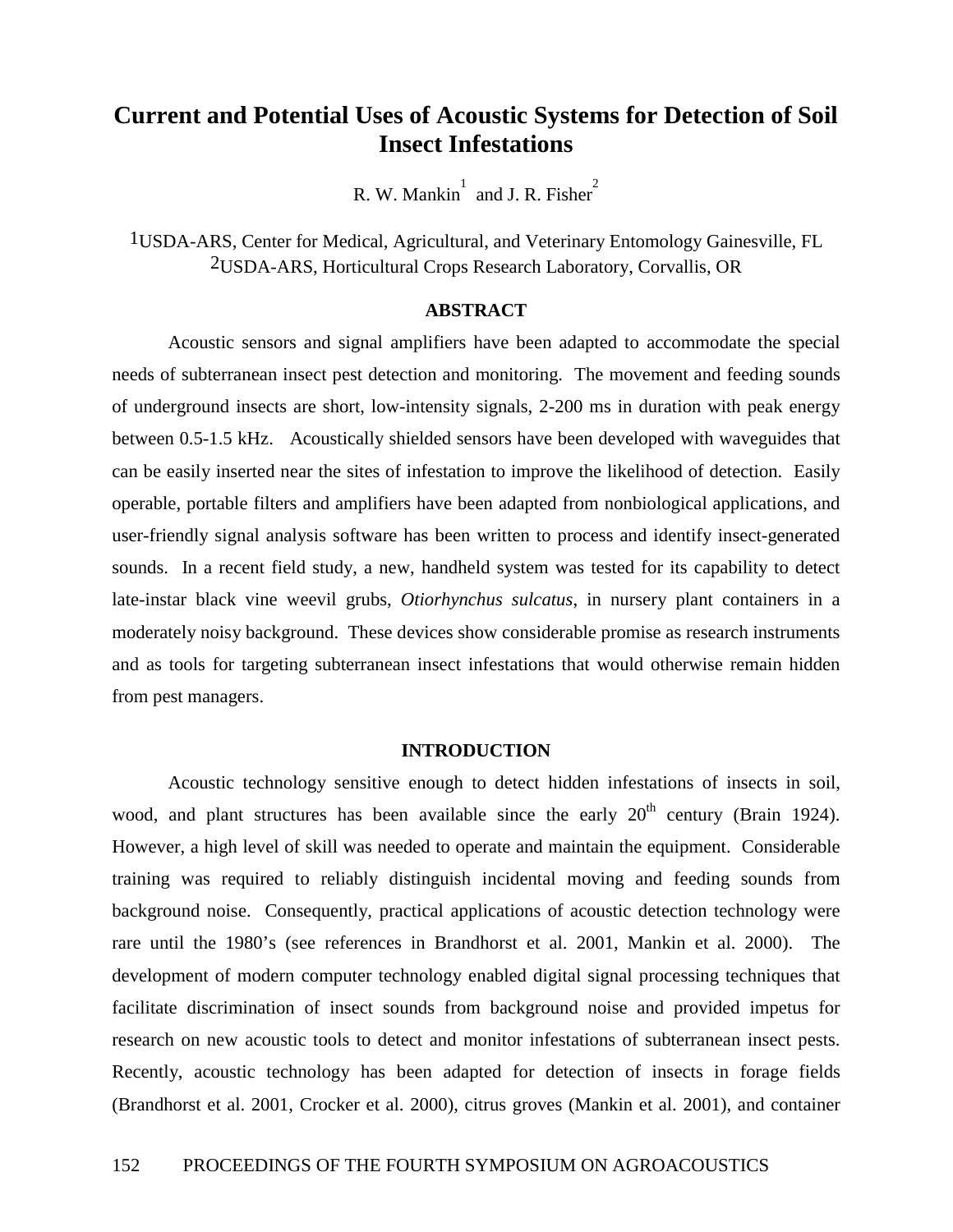# Current and Potential Uses of Acoustic Systems for Detection of Soil Insect Infestations

R. W. Mankin[1] and J. R. Fisher[2]

[1]USDA-ARS, Center for Medical, Agricultural, and Veterinary Entomology Gainesville, FL
[2]USDA-ARS, Horticultural Crops Research Laboratory, Corvallis, OR

## ABSTRACT

Acoustic sensors and signal amplifiers have been adapted to accommodate the special needs of subterranean insect pest detection and monitoring. The movement and feeding sounds of underground insects are short, low-intensity signals, 2-200 ms in duration with peak energy between 0.5-1.5 kHz. Acoustically shielded sensors have been developed with waveguides that can be easily inserted near the sites of infestation to improve the likelihood of detection. Easily operable, portable filters and amplifiers have been adapted from nonbiological applications, and user-friendly signal analysis software has been written to process and identify insect-generated sounds. In a recent field study, a new, handheld system was tested for its capability to detect late-instar black vine weevil grubs, *Otiorhynchus sulcatus*, in nursery plant containers in a moderately noisy background. These devices show considerable promise as research instruments and as tools for targeting subterranean insect infestations that would otherwise remain hidden from pest managers.

## INTRODUCTION

Acoustic technology sensitive enough to detect hidden infestations of insects in soil, wood, and plant structures has been available since the early 20$^{th}$ century (Brain 1924). However, a high level of skill was needed to operate and maintain the equipment. Considerable training was required to reliably distinguish incidental moving and feeding sounds from background noise. Consequently, practical applications of acoustic detection technology were rare until the 1980's (see references in Brandhorst et al. 2001, Mankin et al. 2000). The development of modern computer technology enabled digital signal processing techniques that facilitate discrimination of insect sounds from background noise and provided impetus for research on new acoustic tools to detect and monitor infestations of subterranean insect pests. Recently, acoustic technology has been adapted for detection of insects in forage fields (Brandhorst et al. 2001, Crocker et al. 2000), citrus groves (Mankin et al. 2001), and container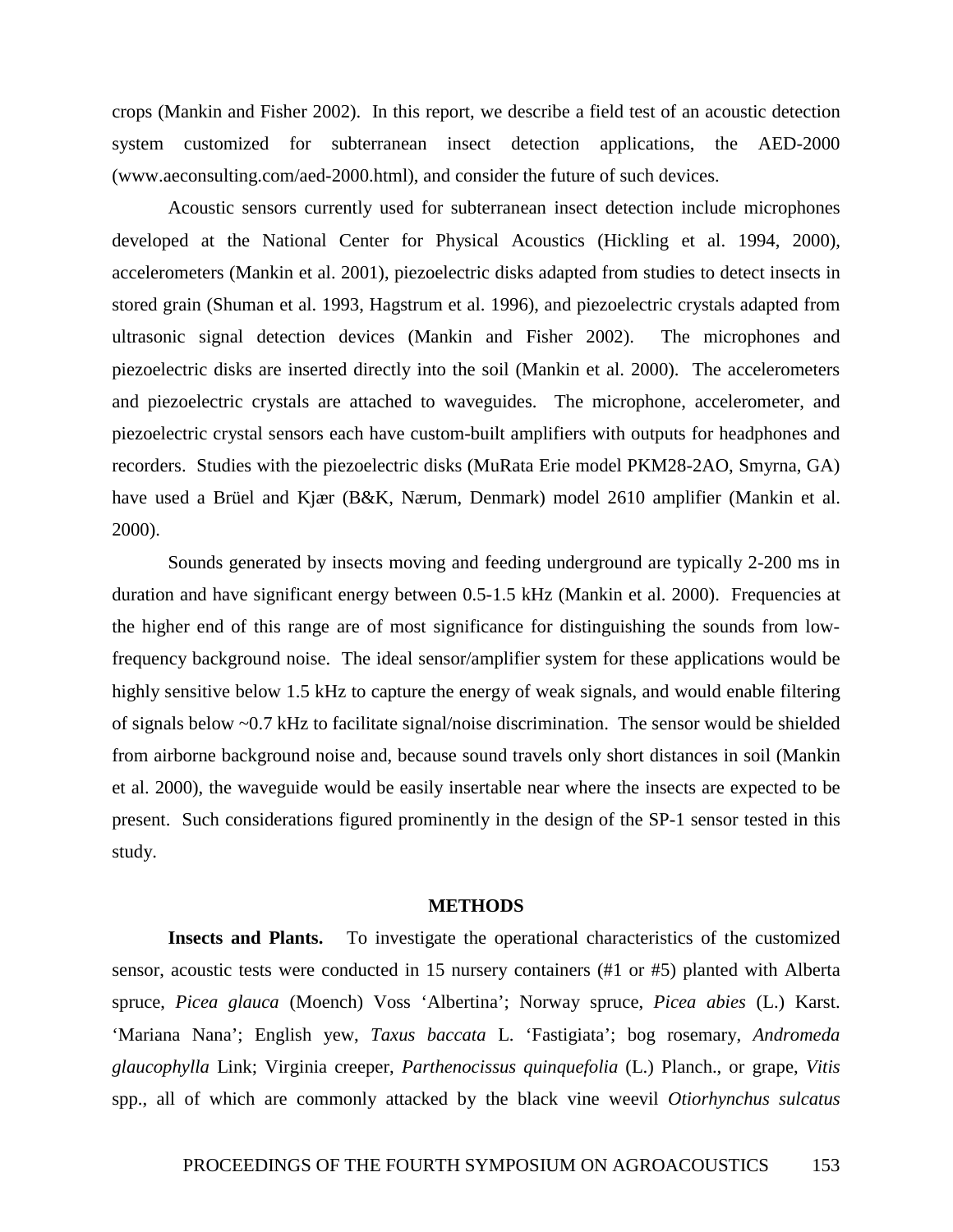crops (Mankin and Fisher 2002). In this report, we describe a field test of an acoustic detection system customized for subterranean insect detection applications, the AED-2000 (www.aeconsulting.com/aed-2000.html), and consider the future of such devices.

Acoustic sensors currently used for subterranean insect detection include microphones developed at the National Center for Physical Acoustics (Hickling et al. 1994, 2000), accelerometers (Mankin et al. 2001), piezoelectric disks adapted from studies to detect insects in stored grain (Shuman et al. 1993, Hagstrum et al. 1996), and piezoelectric crystals adapted from ultrasonic signal detection devices (Mankin and Fisher 2002). The microphones and piezoelectric disks are inserted directly into the soil (Mankin et al. 2000). The accelerometers and piezoelectric crystals are attached to waveguides. The microphone, accelerometer, and piezoelectric crystal sensors each have custom-built amplifiers with outputs for headphones and recorders. Studies with the piezoelectric disks (MuRata Erie model PKM28-2AO, Smyrna, GA) have used a Brüel and Kjær (B&K, Nærum, Denmark) model 2610 amplifier (Mankin et al. 2000).

Sounds generated by insects moving and feeding underground are typically 2-200 ms in duration and have significant energy between 0.5-1.5 kHz (Mankin et al. 2000). Frequencies at the higher end of this range are of most significance for distinguishing the sounds from low-frequency background noise. The ideal sensor/amplifier system for these applications would be highly sensitive below 1.5 kHz to capture the energy of weak signals, and would enable filtering of signals below ~0.7 kHz to facilitate signal/noise discrimination. The sensor would be shielded from airborne background noise and, because sound travels only short distances in soil (Mankin et al. 2000), the waveguide would be easily insertable near where the insects are expected to be present. Such considerations figured prominently in the design of the SP-1 sensor tested in this study.

## METHODS

**Insects and Plants.** To investigate the operational characteristics of the customized sensor, acoustic tests were conducted in 15 nursery containers (#1 or #5) planted with Alberta spruce, *Picea glauca* (Moench) Voss 'Albertina'; Norway spruce, *Picea abies* (L.) Karst. 'Mariana Nana'; English yew, *Taxus baccata* L. 'Fastigiata'; bog rosemary, *Andromeda glaucophylla* Link; Virginia creeper, *Parthenocissus quinquefolia* (L.) Planch., or grape, *Vitis* spp., all of which are commonly attacked by the black vine weevil *Otiorhynchus sulcatus*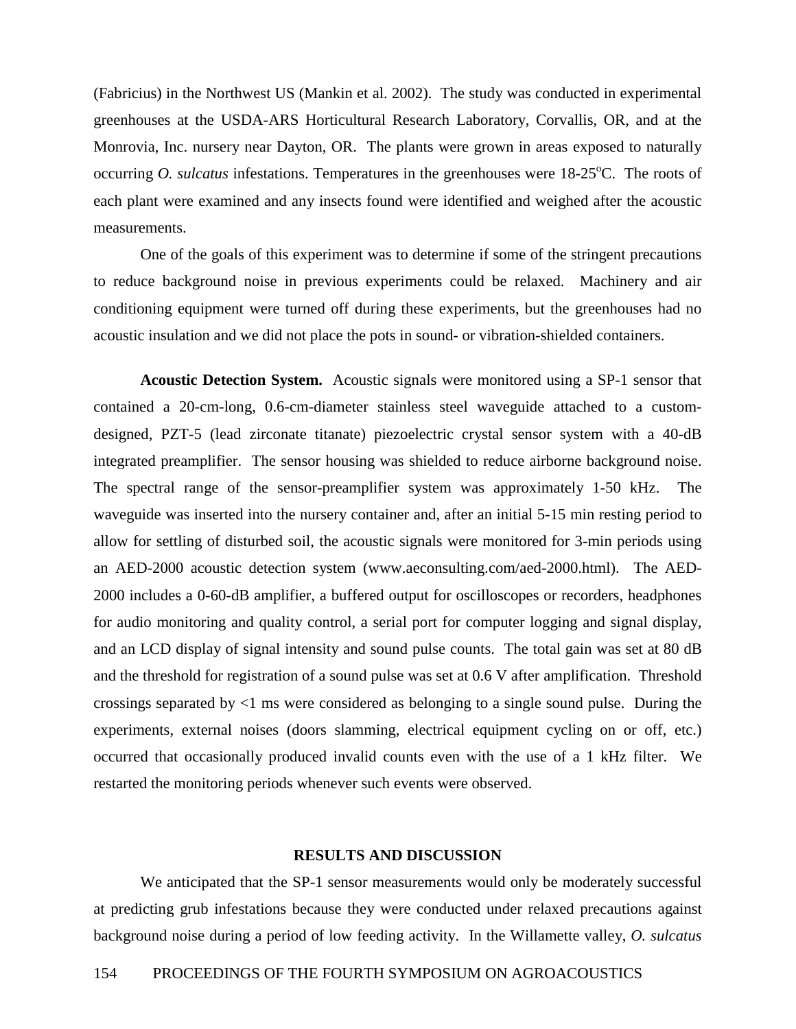(Fabricius) in the Northwest US (Mankin et al. 2002). The study was conducted in experimental greenhouses at the USDA-ARS Horticultural Research Laboratory, Corvallis, OR, and at the Monrovia, Inc. nursery near Dayton, OR. The plants were grown in areas exposed to naturally occurring *O. sulcatus* infestations. Temperatures in the greenhouses were 18-25°C. The roots of each plant were examined and any insects found were identified and weighed after the acoustic measurements.

One of the goals of this experiment was to determine if some of the stringent precautions to reduce background noise in previous experiments could be relaxed. Machinery and air conditioning equipment were turned off during these experiments, but the greenhouses had no acoustic insulation and we did not place the pots in sound- or vibration-shielded containers.

**Acoustic Detection System.** Acoustic signals were monitored using a SP-1 sensor that contained a 20-cm-long, 0.6-cm-diameter stainless steel waveguide attached to a custom-designed, PZT-5 (lead zirconate titanate) piezoelectric crystal sensor system with a 40-dB integrated preamplifier. The sensor housing was shielded to reduce airborne background noise. The spectral range of the sensor-preamplifier system was approximately 1-50 kHz. The waveguide was inserted into the nursery container and, after an initial 5-15 min resting period to allow for settling of disturbed soil, the acoustic signals were monitored for 3-min periods using an AED-2000 acoustic detection system (www.aeconsulting.com/aed-2000.html). The AED-2000 includes a 0-60-dB amplifier, a buffered output for oscilloscopes or recorders, headphones for audio monitoring and quality control, a serial port for computer logging and signal display, and an LCD display of signal intensity and sound pulse counts. The total gain was set at 80 dB and the threshold for registration of a sound pulse was set at 0.6 V after amplification. Threshold crossings separated by <1 ms were considered as belonging to a single sound pulse. During the experiments, external noises (doors slamming, electrical equipment cycling on or off, etc.) occurred that occasionally produced invalid counts even with the use of a 1 kHz filter. We restarted the monitoring periods whenever such events were observed.

## RESULTS AND DISCUSSION

We anticipated that the SP-1 sensor measurements would only be moderately successful at predicting grub infestations because they were conducted under relaxed precautions against background noise during a period of low feeding activity. In the Willamette valley, *O. sulcatus*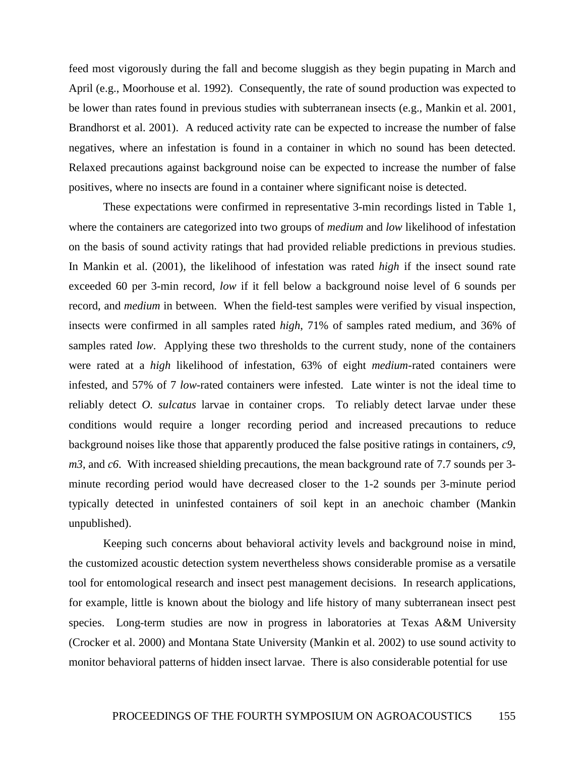feed most vigorously during the fall and become sluggish as they begin pupating in March and April (e.g., Moorhouse et al. 1992). Consequently, the rate of sound production was expected to be lower than rates found in previous studies with subterranean insects (e.g., Mankin et al. 2001, Brandhorst et al. 2001). A reduced activity rate can be expected to increase the number of false negatives, where an infestation is found in a container in which no sound has been detected. Relaxed precautions against background noise can be expected to increase the number of false positives, where no insects are found in a container where significant noise is detected.

These expectations were confirmed in representative 3-min recordings listed in Table 1, where the containers are categorized into two groups of *medium* and *low* likelihood of infestation on the basis of sound activity ratings that had provided reliable predictions in previous studies. In Mankin et al. (2001), the likelihood of infestation was rated *high* if the insect sound rate exceeded 60 per 3-min record, *low* if it fell below a background noise level of 6 sounds per record, and *medium* in between. When the field-test samples were verified by visual inspection, insects were confirmed in all samples rated *high*, 71% of samples rated medium, and 36% of samples rated *low*. Applying these two thresholds to the current study, none of the containers were rated at a *high* likelihood of infestation, 63% of eight *medium*-rated containers were infested, and 57% of 7 *low*-rated containers were infested. Late winter is not the ideal time to reliably detect *O. sulcatus* larvae in container crops. To reliably detect larvae under these conditions would require a longer recording period and increased precautions to reduce background noises like those that apparently produced the false positive ratings in containers, *c9*, *m3*, and *c6*. With increased shielding precautions, the mean background rate of 7.7 sounds per 3-minute recording period would have decreased closer to the 1-2 sounds per 3-minute period typically detected in uninfested containers of soil kept in an anechoic chamber (Mankin unpublished).

Keeping such concerns about behavioral activity levels and background noise in mind, the customized acoustic detection system nevertheless shows considerable promise as a versatile tool for entomological research and insect pest management decisions. In research applications, for example, little is known about the biology and life history of many subterranean insect pest species. Long-term studies are now in progress in laboratories at Texas A&M University (Crocker et al. 2000) and Montana State University (Mankin et al. 2002) to use sound activity to monitor behavioral patterns of hidden insect larvae. There is also considerable potential for use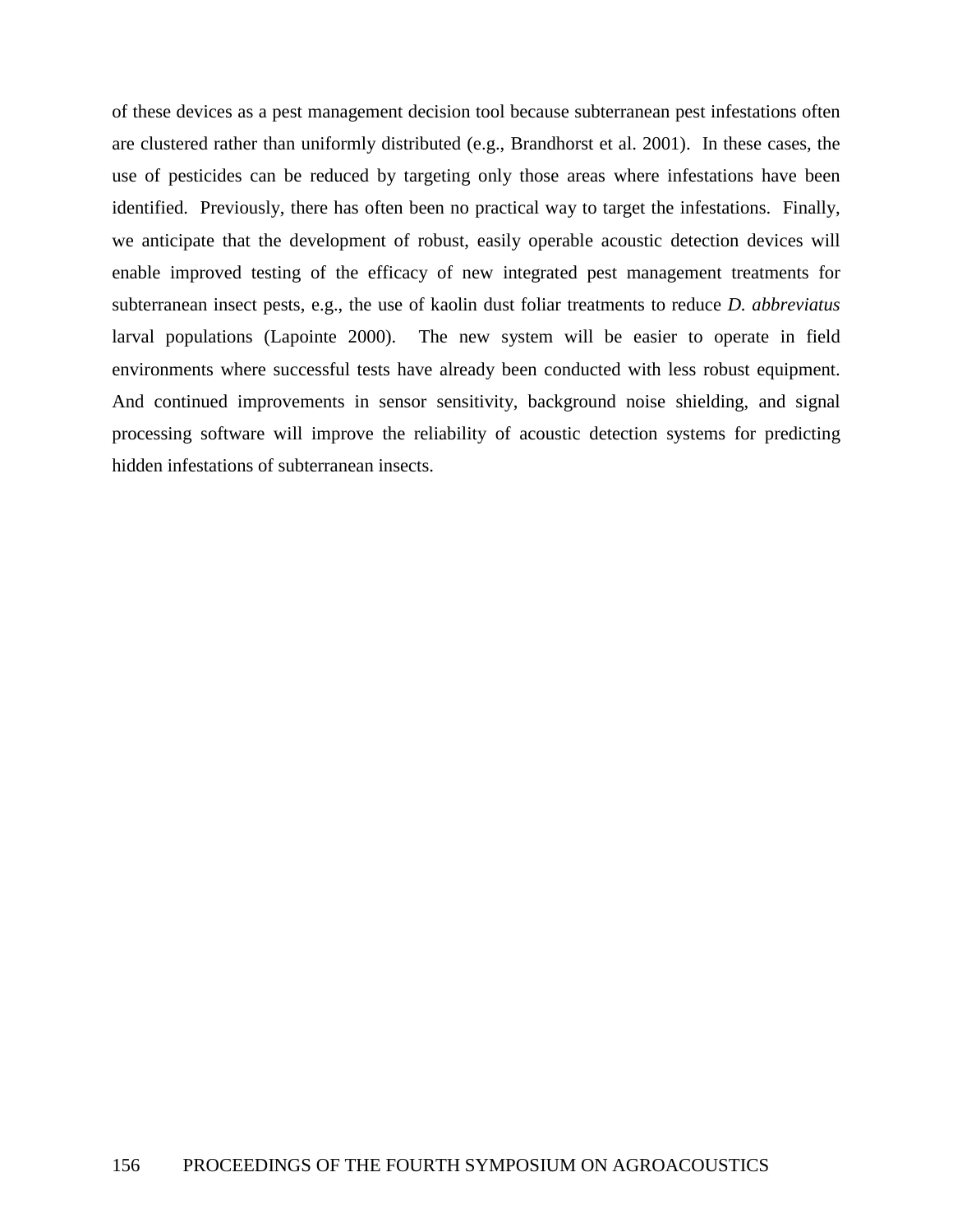of these devices as a pest management decision tool because subterranean pest infestations often are clustered rather than uniformly distributed (e.g., Brandhorst et al. 2001). In these cases, the use of pesticides can be reduced by targeting only those areas where infestations have been identified. Previously, there has often been no practical way to target the infestations. Finally, we anticipate that the development of robust, easily operable acoustic detection devices will enable improved testing of the efficacy of new integrated pest management treatments for subterranean insect pests, e.g., the use of kaolin dust foliar treatments to reduce *D. abbreviatus* larval populations (Lapointe 2000). The new system will be easier to operate in field environments where successful tests have already been conducted with less robust equipment. And continued improvements in sensor sensitivity, background noise shielding, and signal processing software will improve the reliability of acoustic detection systems for predicting hidden infestations of subterranean insects.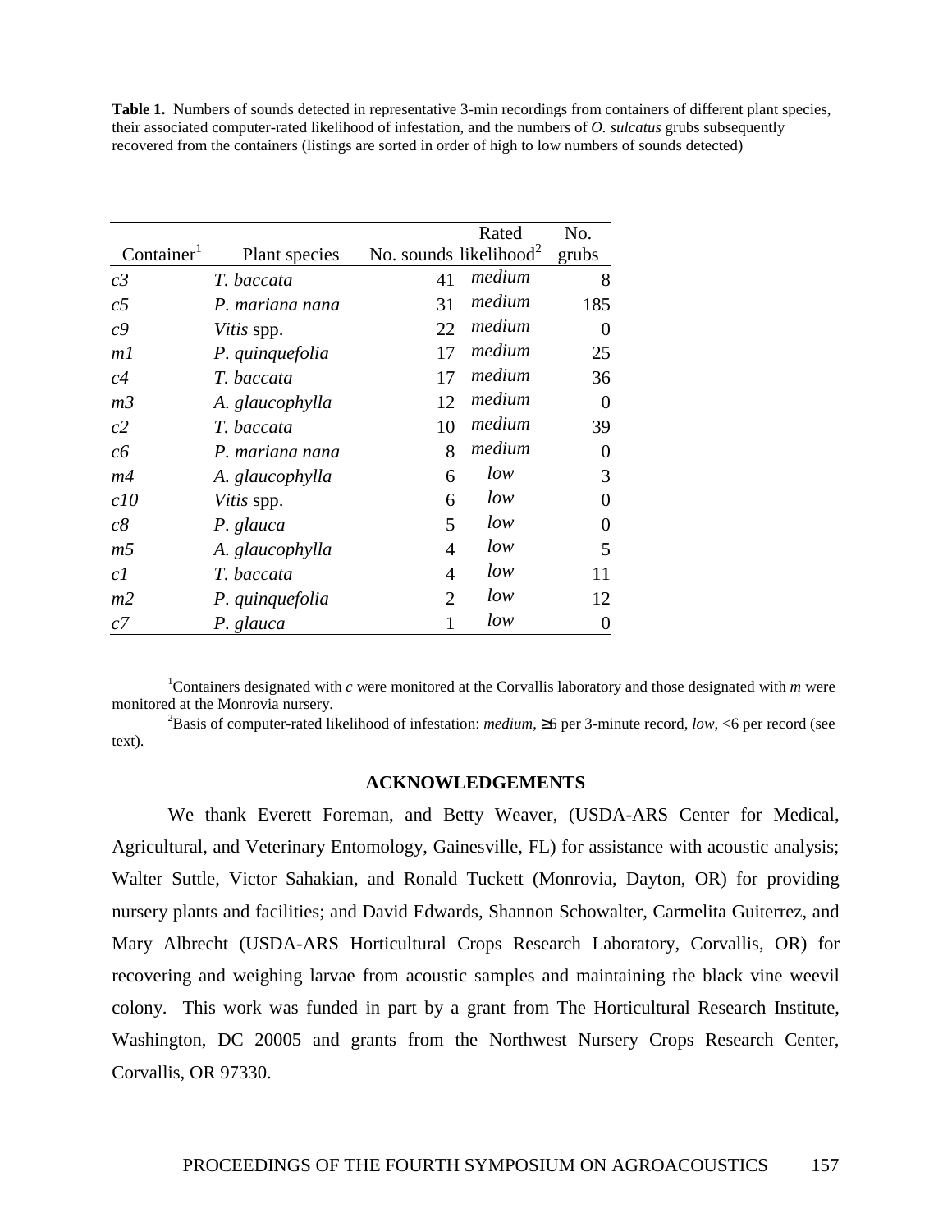**Table 1.** Numbers of sounds detected in representative 3-min recordings from containers of different plant species, their associated computer-rated likelihood of infestation, and the numbers of *O. sulcatus* grubs subsequently recovered from the containers (listings are sorted in order of high to low numbers of sounds detected)

| Container[1] | Plant species | No. sounds | Rated likelihood[2] | No. grubs |
|---|---|---|---|---|
| *c3* | *T. baccata* | 41 | *medium* | 8 |
| *c5* | *P. mariana nana* | 31 | *medium* | 185 |
| *c9* | *Vitis* spp. | 22 | *medium* | 0 |
| *m1* | *P. quinquefolia* | 17 | *medium* | 25 |
| *c4* | *T. baccata* | 17 | *medium* | 36 |
| *m3* | *A. glaucophylla* | 12 | *medium* | 0 |
| *c2* | *T. baccata* | 10 | *medium* | 39 |
| *c6* | *P. mariana nana* | 8 | *medium* | 0 |
| *m4* | *A. glaucophylla* | 6 | *low* | 3 |
| *c10* | *Vitis* spp. | 6 | *low* | 0 |
| *c8* | *P. glauca* | 5 | *low* | 0 |
| *m5* | *A. glaucophylla* | 4 | *low* | 5 |
| *c1* | *T. baccata* | 4 | *low* | 11 |
| *m2* | *P. quinquefolia* | 2 | *low* | 12 |
| *c7* | *P. glauca* | 1 | *low* | 0 |

[1]Containers designated with *c* were monitored at the Corvallis laboratory and those designated with *m* were monitored at the Monrovia nursery.

[2]Basis of computer-rated likelihood of infestation: *medium*, ≥6 per 3-minute record, *low*, <6 per record (see text).

## ACKNOWLEDGEMENTS

We thank Everett Foreman, and Betty Weaver, (USDA-ARS Center for Medical, Agricultural, and Veterinary Entomology, Gainesville, FL) for assistance with acoustic analysis; Walter Suttle, Victor Sahakian, and Ronald Tuckett (Monrovia, Dayton, OR) for providing nursery plants and facilities; and David Edwards, Shannon Schowalter, Carmelita Guiterrez, and Mary Albrecht (USDA-ARS Horticultural Crops Research Laboratory, Corvallis, OR) for recovering and weighing larvae from acoustic samples and maintaining the black vine weevil colony. This work was funded in part by a grant from The Horticultural Research Institute, Washington, DC 20005 and grants from the Northwest Nursery Crops Research Center, Corvallis, OR 97330.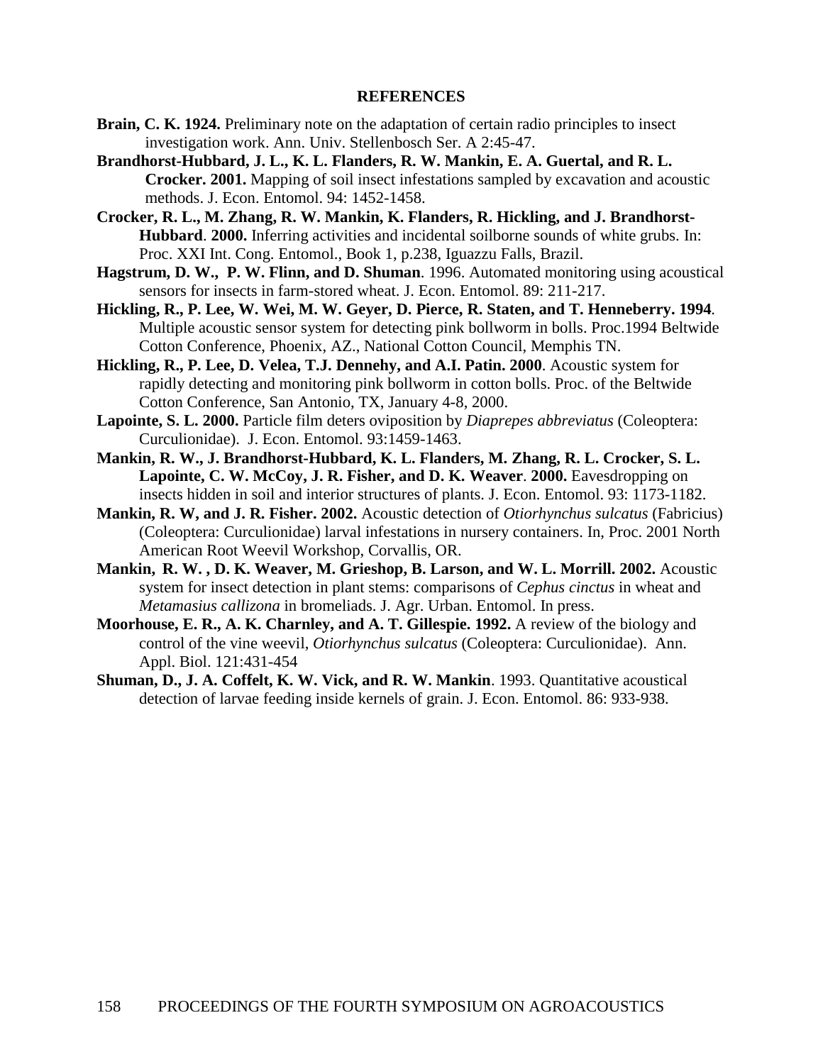## REFERENCES

**Brain, C. K. 1924.** Preliminary note on the adaptation of certain radio principles to insect investigation work. Ann. Univ. Stellenbosch Ser. A 2:45-47.

**Brandhorst-Hubbard, J. L., K. L. Flanders, R. W. Mankin, E. A. Guertal, and R. L. Crocker. 2001.** Mapping of soil insect infestations sampled by excavation and acoustic methods. J. Econ. Entomol. 94: 1452-1458.

**Crocker, R. L., M. Zhang, R. W. Mankin, K. Flanders, R. Hickling, and J. Brandhorst-Hubbard**. **2000.** Inferring activities and incidental soilborne sounds of white grubs. In: Proc. XXI Int. Cong. Entomol., Book 1, p.238, Iguazzu Falls, Brazil.

**Hagstrum, D. W., P. W. Flinn, and D. Shuman**. 1996. Automated monitoring using acoustical sensors for insects in farm-stored wheat. J. Econ. Entomol. 89: 211-217.

**Hickling, R., P. Lee, W. Wei, M. W. Geyer, D. Pierce, R. Staten, and T. Henneberry. 1994**. Multiple acoustic sensor system for detecting pink bollworm in bolls. Proc.1994 Beltwide Cotton Conference, Phoenix, AZ., National Cotton Council, Memphis TN.

**Hickling, R., P. Lee, D. Velea, T.J. Dennehy, and A.I. Patin. 2000**. Acoustic system for rapidly detecting and monitoring pink bollworm in cotton bolls. Proc. of the Beltwide Cotton Conference, San Antonio, TX, January 4-8, 2000.

**Lapointe, S. L. 2000.** Particle film deters oviposition by *Diaprepes abbreviatus* (Coleoptera: Curculionidae). J. Econ. Entomol. 93:1459-1463.

**Mankin, R. W., J. Brandhorst-Hubbard, K. L. Flanders, M. Zhang, R. L. Crocker, S. L. Lapointe, C. W. McCoy, J. R. Fisher, and D. K. Weaver**. **2000.** Eavesdropping on insects hidden in soil and interior structures of plants. J. Econ. Entomol. 93: 1173-1182.

**Mankin, R. W, and J. R. Fisher. 2002.** Acoustic detection of *Otiorhynchus sulcatus* (Fabricius) (Coleoptera: Curculionidae) larval infestations in nursery containers. In, Proc. 2001 North American Root Weevil Workshop, Corvallis, OR.

**Mankin, R. W. , D. K. Weaver, M. Grieshop, B. Larson, and W. L. Morrill. 2002.** Acoustic system for insect detection in plant stems: comparisons of *Cephus cinctus* in wheat and *Metamasius callizona* in bromeliads. J. Agr. Urban. Entomol. In press.

**Moorhouse, E. R., A. K. Charnley, and A. T. Gillespie. 1992.** A review of the biology and control of the vine weevil, *Otiorhynchus sulcatus* (Coleoptera: Curculionidae). Ann. Appl. Biol. 121:431-454

**Shuman, D., J. A. Coffelt, K. W. Vick, and R. W. Mankin**. 1993. Quantitative acoustical detection of larvae feeding inside kernels of grain. J. Econ. Entomol. 86: 933-938.